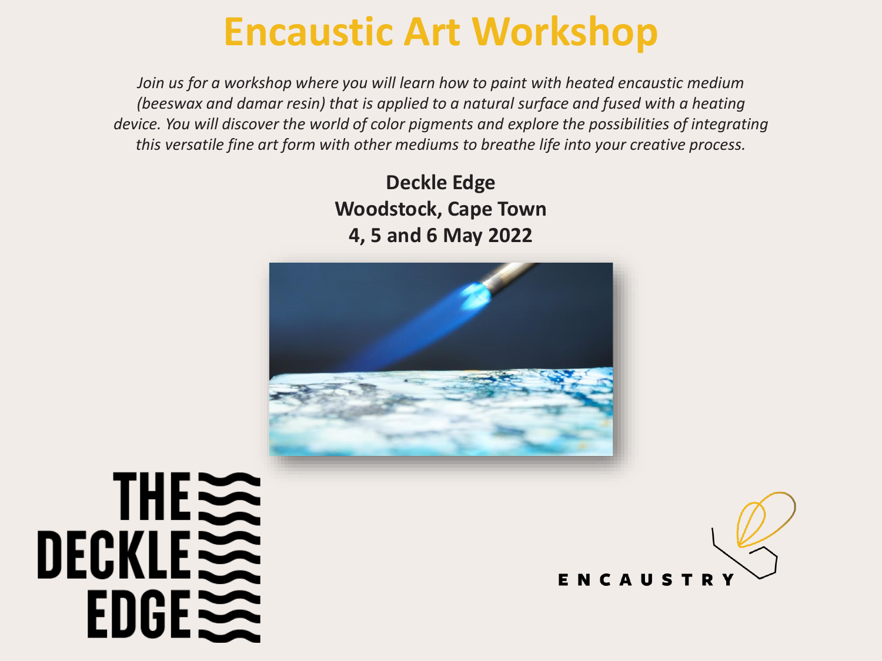# Encaustic Art Workshop

*Join us for a workshop where you will learn how to paint with heated encaustic medium (beeswax and damar resin) that is applied to a natural surface and fused with a heating device. You will discover the world of color pigments and explore the possibilities of integrating this versatile fine art form with other mediums to breathe life into your creative process.*

**Deckle Edge**
**Woodstock, Cape Town**
**4, 5 and 6 May 2022**

THE DECKLE EDGE

ENCAUSTRY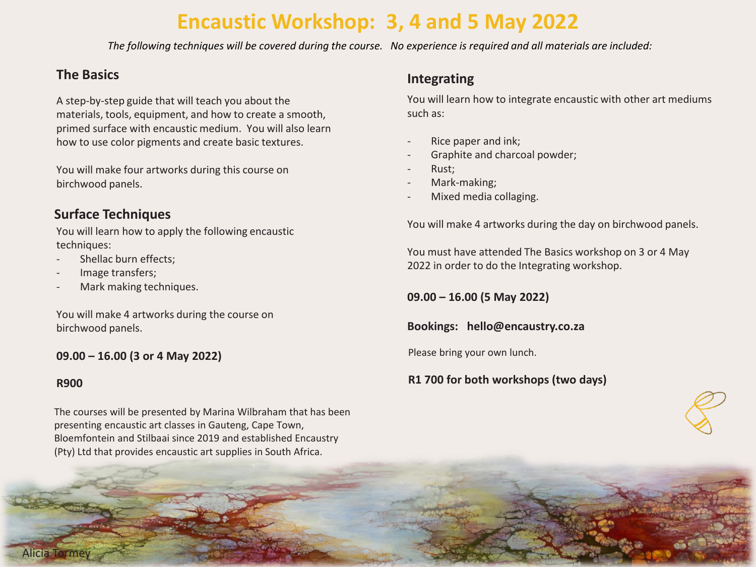# Encaustic Workshop: 3, 4 and 5 May 2022

*The following techniques will be covered during the course. No experience is required and all materials are included:*

## The Basics

A step-by-step guide that will teach you about the materials, tools, equipment, and how to create a smooth, primed surface with encaustic medium. You will also learn how to use color pigments and create basic textures.

You will make four artworks during this course on birchwood panels.

## Surface Techniques

You will learn how to apply the following encaustic techniques:

- Shellac burn effects;
- Image transfers;
- Mark making techniques.

You will make 4 artworks during the course on birchwood panels.

**09.00 – 16.00 (3 or 4 May 2022)**

**R900**

The courses will be presented by Marina Wilbraham that has been presenting encaustic art classes in Gauteng, Cape Town, Bloemfontein and Stilbaai since 2019 and established Encaustry (Pty) Ltd that provides encaustic art supplies in South Africa.

## Integrating

You will learn how to integrate encaustic with other art mediums such as:

- Rice paper and ink;
- Graphite and charcoal powder;
- Rust;
- Mark-making;
- Mixed media collaging.

You will make 4 artworks during the day on birchwood panels.

You must have attended The Basics workshop on 3 or 4 May 2022 in order to do the Integrating workshop.

**09.00 – 16.00 (5 May 2022)**

**Bookings: hello@encaustry.co.za**

Please bring your own lunch.

**R1 700 for both workshops (two days)**

Alicia Tormey